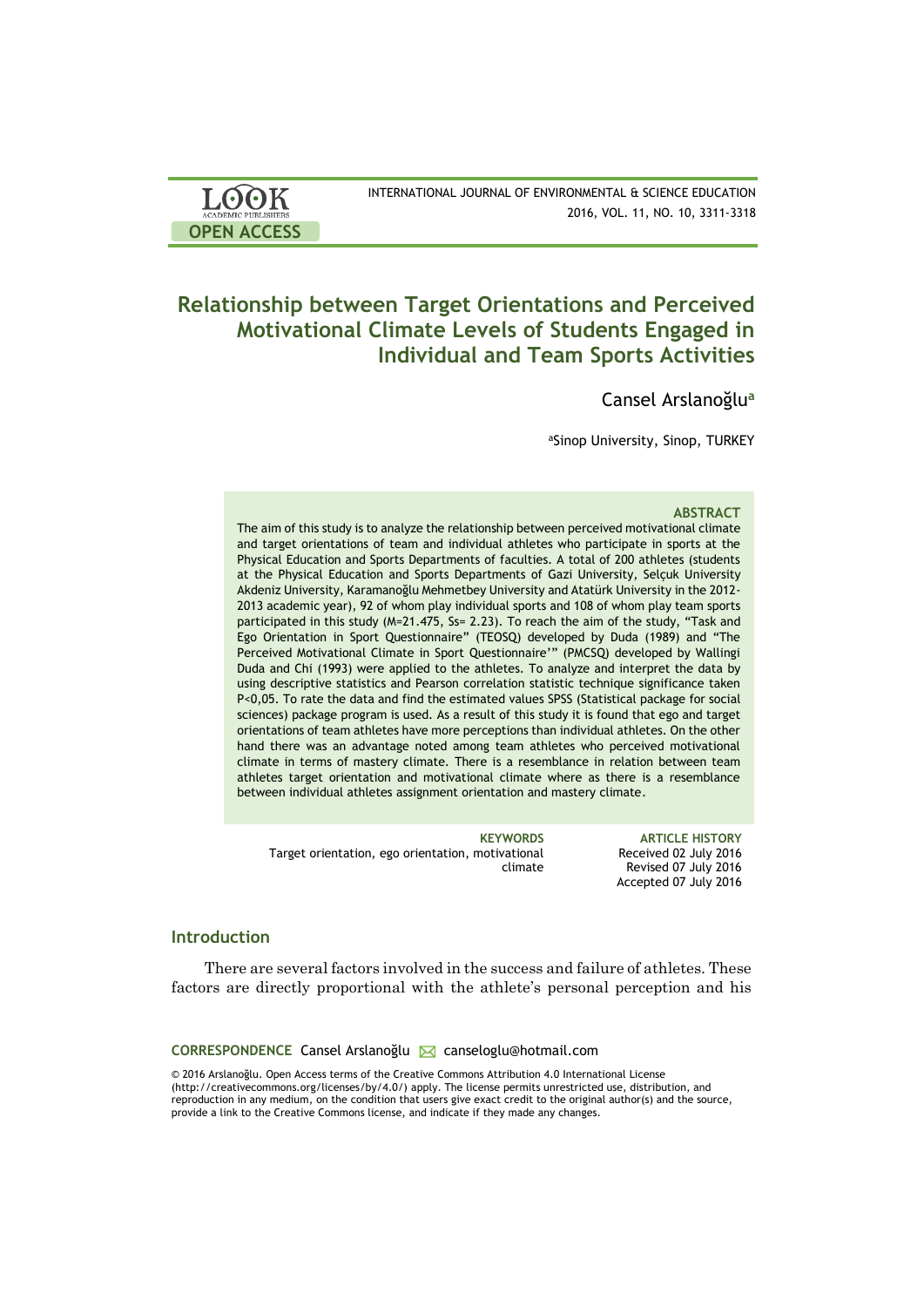# Relationship between Target Orientations and Perceived Motivational Climate Levels of Students Engaged in Individual and Team Sports Activities

Cansel Arslanoğlu[a]

[a]Sinop University, Sinop, TURKEY

### ABSTRACT

The aim of this study is to analyze the relationship between perceived motivational climate and target orientations of team and individual athletes who participate in sports at the Physical Education and Sports Departments of faculties. A total of 200 athletes (students at the Physical Education and Sports Departments of Gazi University, Selçuk University Akdeniz University, Karamanoğlu Mehmetbey University and Atatürk University in the 2012-2013 academic year), 92 of whom play individual sports and 108 of whom play team sports participated in this study (M=21.475, Ss= 2.23). To reach the aim of the study, "Task and Ego Orientation in Sport Questionnaire" (TEOSQ) developed by Duda (1989) and "The Perceived Motivational Climate in Sport Questionnaire'" (PMCSQ) developed by Wallingi Duda and Chi (1993) were applied to the athletes. To analyze and interpret the data by using descriptive statistics and Pearson correlation statistic technique significance taken P<0,05. To rate the data and find the estimated values SPSS (Statistical package for social sciences) package program is used. As a result of this study it is found that ego and target orientations of team athletes have more perceptions than individual athletes. On the other hand there was an advantage noted among team athletes who perceived motivational climate in terms of mastery climate. There is a resemblance in relation between team athletes target orientation and motivational climate where as there is a resemblance between individual athletes assignment orientation and mastery climate.

**KEYWORDS**
Target orientation, ego orientation, motivational climate

**ARTICLE HISTORY**
Received 02 July 2016
Revised 07 July 2016
Accepted 07 July 2016

## Introduction

There are several factors involved in the success and failure of athletes. These factors are directly proportional with the athlete's personal perception and his

**CORRESPONDENCE** Cansel Arslanoğlu canseloglu@hotmail.com

© 2016 Arslanoğlu. Open Access terms of the Creative Commons Attribution 4.0 International License (http://creativecommons.org/licenses/by/4.0/) apply. The license permits unrestricted use, distribution, and reproduction in any medium, on the condition that users give exact credit to the original author(s) and the source, provide a link to the Creative Commons license, and indicate if they made any changes.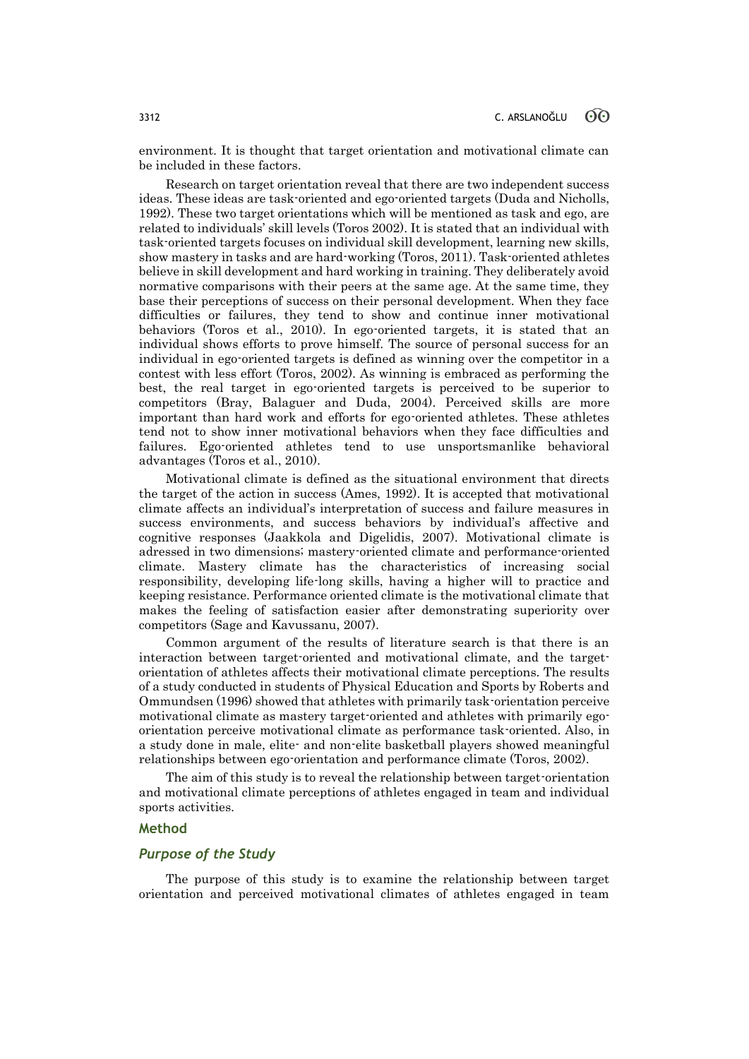environment. It is thought that target orientation and motivational climate can be included in these factors.

Research on target orientation reveal that there are two independent success ideas. These ideas are task-oriented and ego-oriented targets (Duda and Nicholls, 1992). These two target orientations which will be mentioned as task and ego, are related to individuals' skill levels (Toros 2002). It is stated that an individual with task-oriented targets focuses on individual skill development, learning new skills, show mastery in tasks and are hard-working (Toros, 2011). Task-oriented athletes believe in skill development and hard working in training. They deliberately avoid normative comparisons with their peers at the same age. At the same time, they base their perceptions of success on their personal development. When they face difficulties or failures, they tend to show and continue inner motivational behaviors (Toros et al., 2010). In ego-oriented targets, it is stated that an individual shows efforts to prove himself. The source of personal success for an individual in ego-oriented targets is defined as winning over the competitor in a contest with less effort (Toros, 2002). As winning is embraced as performing the best, the real target in ego-oriented targets is perceived to be superior to competitors (Bray, Balaguer and Duda, 2004). Perceived skills are more important than hard work and efforts for ego-oriented athletes. These athletes tend not to show inner motivational behaviors when they face difficulties and failures. Ego-oriented athletes tend to use unsportsmanlike behavioral advantages (Toros et al., 2010).

Motivational climate is defined as the situational environment that directs the target of the action in success (Ames, 1992). It is accepted that motivational climate affects an individual's interpretation of success and failure measures in success environments, and success behaviors by individual's affective and cognitive responses (Jaakkola and Digelidis, 2007). Motivational climate is adressed in two dimensions; mastery-oriented climate and performance-oriented climate. Mastery climate has the characteristics of increasing social responsibility, developing life-long skills, having a higher will to practice and keeping resistance. Performance oriented climate is the motivational climate that makes the feeling of satisfaction easier after demonstrating superiority over competitors (Sage and Kavussanu, 2007).

Common argument of the results of literature search is that there is an interaction between target-oriented and motivational climate, and the target-orientation of athletes affects their motivational climate perceptions. The results of a study conducted in students of Physical Education and Sports by Roberts and Ommundsen (1996) showed that athletes with primarily task-orientation perceive motivational climate as mastery target-oriented and athletes with primarily ego-orientation perceive motivational climate as performance task-oriented. Also, in a study done in male, elite- and non-elite basketball players showed meaningful relationships between ego-orientation and performance climate (Toros, 2002).

The aim of this study is to reveal the relationship between target-orientation and motivational climate perceptions of athletes engaged in team and individual sports activities.

## Method

### *Purpose of the Study*

The purpose of this study is to examine the relationship between target orientation and perceived motivational climates of athletes engaged in team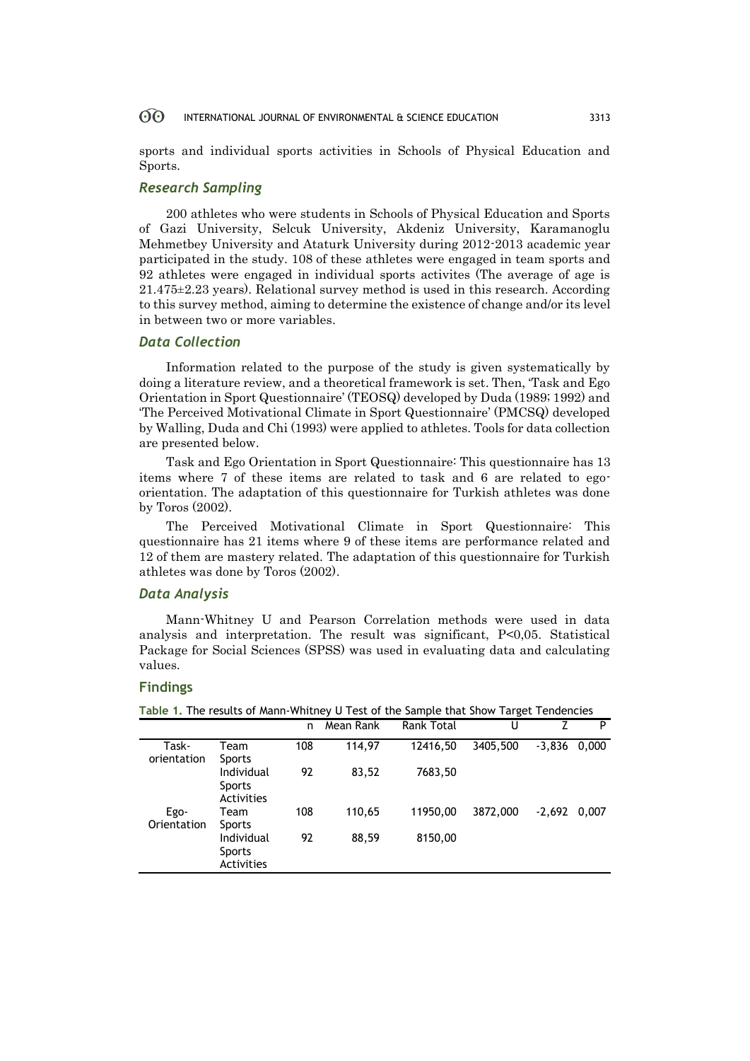sports and individual sports activities in Schools of Physical Education and Sports.

### *Research Sampling*

200 athletes who were students in Schools of Physical Education and Sports of Gazi University, Selcuk University, Akdeniz University, Karamanoglu Mehmetbey University and Ataturk University during 2012-2013 academic year participated in the study. 108 of these athletes were engaged in team sports and 92 athletes were engaged in individual sports activites (The average of age is 21.475±2.23 years). Relational survey method is used in this research. According to this survey method, aiming to determine the existence of change and/or its level in between two or more variables.

### *Data Collection*

Information related to the purpose of the study is given systematically by doing a literature review, and a theoretical framework is set. Then, 'Task and Ego Orientation in Sport Questionnaire' (TEOSQ) developed by Duda (1989; 1992) and 'The Perceived Motivational Climate in Sport Questionnaire' (PMCSQ) developed by Walling, Duda and Chi (1993) were applied to athletes. Tools for data collection are presented below.

Task and Ego Orientation in Sport Questionnaire: This questionnaire has 13 items where 7 of these items are related to task and 6 are related to ego-orientation. The adaptation of this questionnaire for Turkish athletes was done by Toros (2002).

The Perceived Motivational Climate in Sport Questionnaire: This questionnaire has 21 items where 9 of these items are performance related and 12 of them are mastery related. The adaptation of this questionnaire for Turkish athletes was done by Toros (2002).

### *Data Analysis*

Mann-Whitney U and Pearson Correlation methods were used in data analysis and interpretation. The result was significant, $P<0,05$. Statistical Package for Social Sciences (SPSS) was used in evaluating data and calculating values.

## Findings

**Table 1.** The results of Mann-Whitney U Test of the Sample that Show Target Tendencies

| | | n | Mean Rank | Rank Total | U | Z | P |
|---|---|---|---|---|---|---|---|
| Task-orientation | Team Sports | 108 | 114,97 | 12416,50 | 3405,500 | -3,836 | 0,000 |
| | Individual Sports Activities | 92 | 83,52 | 7683,50 | | | |
| Ego-Orientation | Team Sports | 108 | 110,65 | 11950,00 | 3872,000 | -2,692 | 0,007 |
| | Individual Sports Activities | 92 | 88,59 | 8150,00 | | | |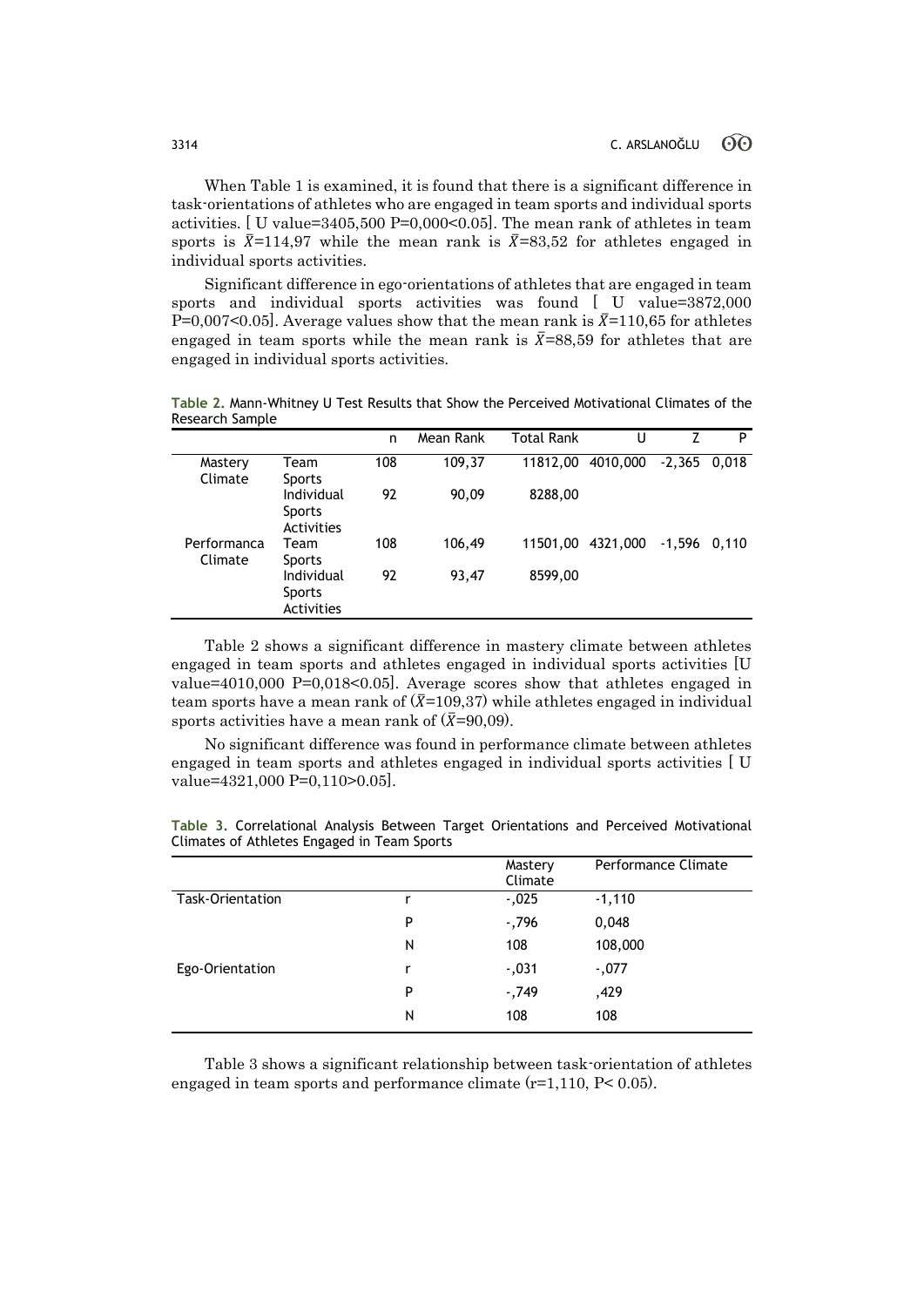When Table 1 is examined, it is found that there is a significant difference in task-orientations of athletes who are engaged in team sports and individual sports activities. [ U value=3405,500 P=0,000<0.05]. The mean rank of athletes in team sports is $\bar{X}$=114,97 while the mean rank is $\bar{X}$=83,52 for athletes engaged in individual sports activities.

Significant difference in ego-orientations of athletes that are engaged in team sports and individual sports activities was found [ U value=3872,000 P=0,007<0.05]. Average values show that the mean rank is $\bar{X}$=110,65 for athletes engaged in team sports while the mean rank is $\bar{X}$=88,59 for athletes that are engaged in individual sports activities.

**Table 2.** Mann-Whitney U Test Results that Show the Perceived Motivational Climates of the Research Sample

| | | n | Mean Rank | Total Rank | U | Z | P |
|---|---|---|---|---|---|---|---|
| Mastery Climate | Team Sports | 108 | 109,37 | 11812,00 | 4010,000 | -2,365 | 0,018 |
| | Individual Sports Activities | 92 | 90,09 | 8288,00 | | | |
| Performanca Climate | Team Sports | 108 | 106,49 | 11501,00 | 4321,000 | -1,596 | 0,110 |
| | Individual Sports Activities | 92 | 93,47 | 8599,00 | | | |

Table 2 shows a significant difference in mastery climate between athletes engaged in team sports and athletes engaged in individual sports activities [U value=4010,000 P=0,018<0.05]. Average scores show that athletes engaged in team sports have a mean rank of ($\bar{X}$=109,37) while athletes engaged in individual sports activities have a mean rank of ($\bar{X}$=90,09).

No significant difference was found in performance climate between athletes engaged in team sports and athletes engaged in individual sports activities [ U value=4321,000 P=0,110>0.05].

**Table 3.** Correlational Analysis Between Target Orientations and Perceived Motivational Climates of Athletes Engaged in Team Sports

| | | Mastery Climate | Performance Climate |
|---|---|---|---|
| Task-Orientation | r | -,025 | -1,110 |
| | P | -,796 | 0,048 |
| | N | 108 | 108,000 |
| Ego-Orientation | r | -,031 | -,077 |
| | P | -,749 | ,429 |
| | N | 108 | 108 |

Table 3 shows a significant relationship between task-orientation of athletes engaged in team sports and performance climate (r=1,110, P< 0.05).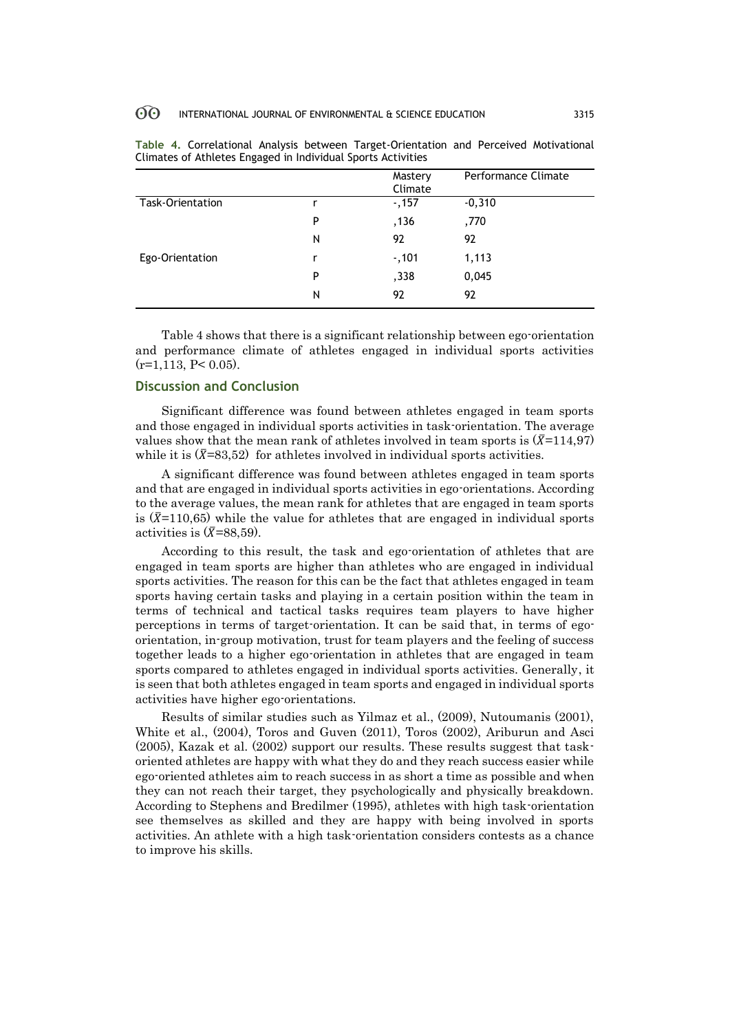**Table 4.** Correlational Analysis between Target-Orientation and Perceived Motivational Climates of Athletes Engaged in Individual Sports Activities

| | | Mastery Climate | Performance Climate |
|---|---|---|---|
| Task-Orientation | r | -,157 | -0,310 |
| | P | ,136 | ,770 |
| | N | 92 | 92 |
| Ego-Orientation | r | -,101 | 1,113 |
| | P | ,338 | 0,045 |
| | N | 92 | 92 |

Table 4 shows that there is a significant relationship between ego-orientation and performance climate of athletes engaged in individual sports activities ($r=1{,}113$, $P< 0.05$).

## Discussion and Conclusion

Significant difference was found between athletes engaged in team sports and those engaged in individual sports activities in task-orientation. The average values show that the mean rank of athletes involved in team sports is ($\bar{X}$=114,97) while it is ($\bar{X}$=83,52) for athletes involved in individual sports activities.

A significant difference was found between athletes engaged in team sports and that are engaged in individual sports activities in ego-orientations. According to the average values, the mean rank for athletes that are engaged in team sports is ($\bar{X}$=110,65) while the value for athletes that are engaged in individual sports activities is ($\bar{X}$=88,59).

According to this result, the task and ego-orientation of athletes that are engaged in team sports are higher than athletes who are engaged in individual sports activities. The reason for this can be the fact that athletes engaged in team sports having certain tasks and playing in a certain position within the team in terms of technical and tactical tasks requires team players to have higher perceptions in terms of target-orientation. It can be said that, in terms of ego-orientation, in-group motivation, trust for team players and the feeling of success together leads to a higher ego-orientation in athletes that are engaged in team sports compared to athletes engaged in individual sports activities. Generally, it is seen that both athletes engaged in team sports and engaged in individual sports activities have higher ego-orientations.

Results of similar studies such as Yilmaz et al., (2009), Nutoumanis (2001), White et al., (2004), Toros and Guven (2011), Toros (2002), Ariburun and Asci (2005), Kazak et al. (2002) support our results. These results suggest that task-oriented athletes are happy with what they do and they reach success easier while ego-oriented athletes aim to reach success in as short a time as possible and when they can not reach their target, they psychologically and physically breakdown. According to Stephens and Bredilmer (1995), athletes with high task-orientation see themselves as skilled and they are happy with being involved in sports activities. An athlete with a high task-orientation considers contests as a chance to improve his skills.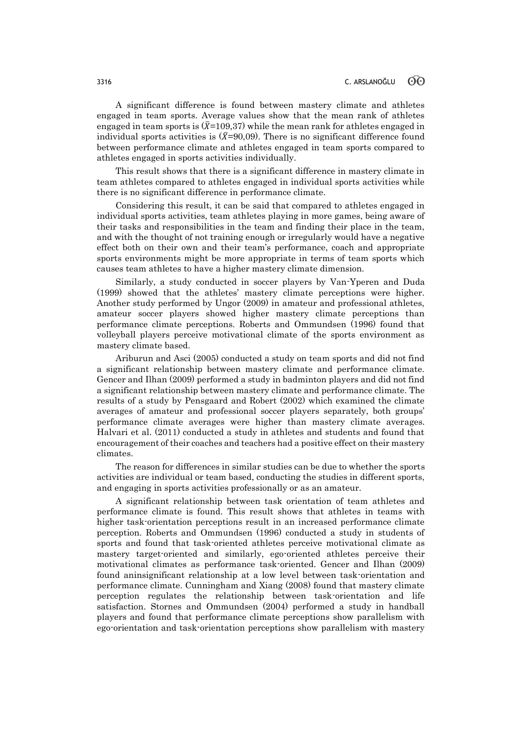A significant difference is found between mastery climate and athletes engaged in team sports. Average values show that the mean rank of athletes engaged in team sports is ($\bar{X}$=109,37) while the mean rank for athletes engaged in individual sports activities is ($\bar{X}$=90,09). There is no significant difference found between performance climate and athletes engaged in team sports compared to athletes engaged in sports activities individually.

This result shows that there is a significant difference in mastery climate in team athletes compared to athletes engaged in individual sports activities while there is no significant difference in performance climate.

Considering this result, it can be said that compared to athletes engaged in individual sports activities, team athletes playing in more games, being aware of their tasks and responsibilities in the team and finding their place in the team, and with the thought of not training enough or irregularly would have a negative effect both on their own and their team's performance, coach and appropriate sports environments might be more appropriate in terms of team sports which causes team athletes to have a higher mastery climate dimension.

Similarly, a study conducted in soccer players by Van-Yperen and Duda (1999) showed that the athletes' mastery climate perceptions were higher. Another study performed by Ungor (2009) in amateur and professional athletes, amateur soccer players showed higher mastery climate perceptions than performance climate perceptions. Roberts and Ommundsen (1996) found that volleyball players perceive motivational climate of the sports environment as mastery climate based.

Ariburun and Asci (2005) conducted a study on team sports and did not find a significant relationship between mastery climate and performance climate. Gencer and Ilhan (2009) performed a study in badminton players and did not find a significant relationship between mastery climate and performance climate. The results of a study by Pensgaard and Robert (2002) which examined the climate averages of amateur and professional soccer players separately, both groups' performance climate averages were higher than mastery climate averages. Halvari et al. (2011) conducted a study in athletes and students and found that encouragement of their coaches and teachers had a positive effect on their mastery climates.

The reason for differences in similar studies can be due to whether the sports activities are individual or team based, conducting the studies in different sports, and engaging in sports activities professionally or as an amateur.

A significant relationship between task orientation of team athletes and performance climate is found. This result shows that athletes in teams with higher task-orientation perceptions result in an increased performance climate perception. Roberts and Ommundsen (1996) conducted a study in students of sports and found that task-oriented athletes perceive motivational climate as mastery target-oriented and similarly, ego-oriented athletes perceive their motivational climates as performance task-oriented. Gencer and Ilhan (2009) found aninsignificant relationship at a low level between task-orientation and performance climate. Cunningham and Xiang (2008) found that mastery climate perception regulates the relationship between task-orientation and life satisfaction. Stornes and Ommundsen (2004) performed a study in handball players and found that performance climate perceptions show parallelism with ego-orientation and task-orientation perceptions show parallelism with mastery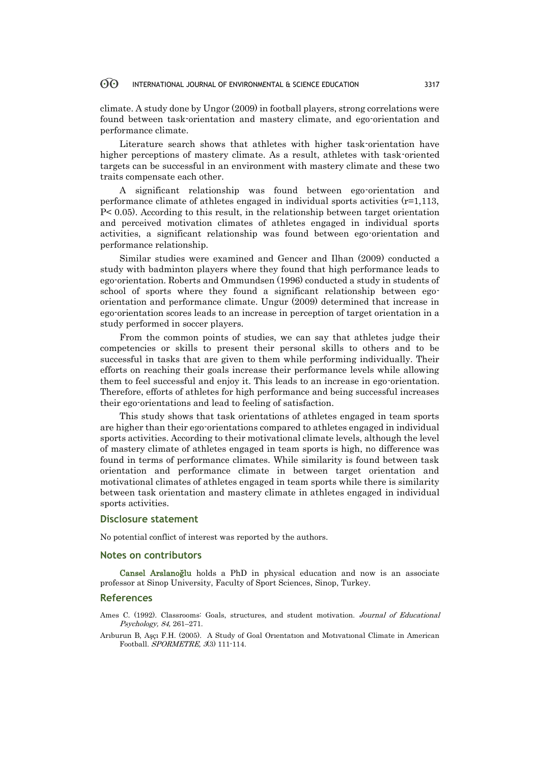climate. A study done by Ungor (2009) in football players, strong correlations were found between task-orientation and mastery climate, and ego-orientation and performance climate.

Literature search shows that athletes with higher task-orientation have higher perceptions of mastery climate. As a result, athletes with task-oriented targets can be successful in an environment with mastery climate and these two traits compensate each other.

A significant relationship was found between ego-orientation and performance climate of athletes engaged in individual sports activities ($r=1,113$, $P< 0.05$). According to this result, in the relationship between target orientation and perceived motivation climates of athletes engaged in individual sports activities, a significant relationship was found between ego-orientation and performance relationship.

Similar studies were examined and Gencer and Ilhan (2009) conducted a study with badminton players where they found that high performance leads to ego-orientation. Roberts and Ommundsen (1996) conducted a study in students of school of sports where they found a significant relationship between ego-orientation and performance climate. Ungur (2009) determined that increase in ego-orientation scores leads to an increase in perception of target orientation in a study performed in soccer players.

From the common points of studies, we can say that athletes judge their competencies or skills to present their personal skills to others and to be successful in tasks that are given to them while performing individually. Their efforts on reaching their goals increase their performance levels while allowing them to feel successful and enjoy it. This leads to an increase in ego-orientation. Therefore, efforts of athletes for high performance and being successful increases their ego-orientations and lead to feeling of satisfaction.

This study shows that task orientations of athletes engaged in team sports are higher than their ego-orientations compared to athletes engaged in individual sports activities. According to their motivational climate levels, although the level of mastery climate of athletes engaged in team sports is high, no difference was found in terms of performance climates. While similarity is found between task orientation and performance climate in between target orientation and motivational climates of athletes engaged in team sports while there is similarity between task orientation and mastery climate in athletes engaged in individual sports activities.

## Disclosure statement

No potential conflict of interest was reported by the authors.

## Notes on contributors

**Cansel Arslanoğlu** holds a PhD in physical education and now is an associate professor at Sinop University, Faculty of Sport Sciences, Sinop, Turkey.

## References

Ames C. (1992). Classrooms: Goals, structures, and student motivation. *Journal of Educational Psychology, 84,* 261–271.

Arıburun B, Aşçı F.H. (2005). A Study of Goal Orıentatıon and Motıvatıonal Climate in American Football. *SPORMETRE, 3*(3) 111-114.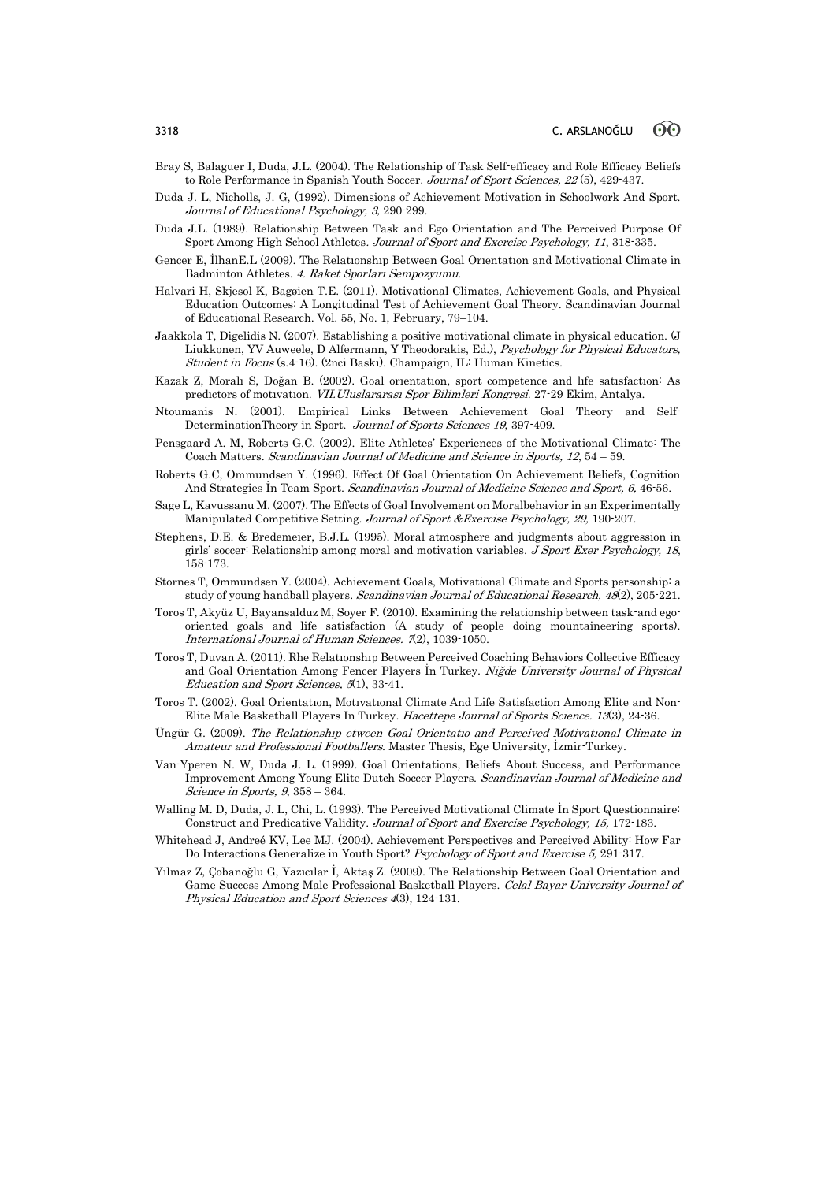Bray S, Balaguer I, Duda, J.L. (2004). The Relationship of Task Self-efficacy and Role Efficacy Beliefs to Role Performance in Spanish Youth Soccer. *Journal of Sport Sciences, 22* (5), 429-437.

Duda J. L, Nicholls, J. G, (1992). Dimensions of Achievement Motivation in Schoolwork And Sport. *Journal of Educational Psychology, 3*, 290-299.

Duda J.L. (1989). Relationship Between Task and Ego Orientation and The Perceived Purpose Of Sport Among High School Athletes. *Journal of Sport and Exercise Psychology, 11*, 318-335.

Gencer E, İlhanE.L (2009). The Relatıonshıp Between Goal Orıentatıon and Motivational Climate in Badminton Athletes. *4. Raket Sporları Sempozyumu*.

Halvari H, Skjesol K, Bagøien T.E. (2011). Motivational Climates, Achievement Goals, and Physical Education Outcomes: A Longitudinal Test of Achievement Goal Theory. Scandinavian Journal of Educational Research. Vol. 55, No. 1, February, 79–104.

Jaakkola T, Digelidis N. (2007). Establishing a positive motivational climate in physical education. (J Liukkonen, YV Auweele, D Alfermann, Y Theodorakis, Ed.), *Psychology for Physical Educators, Student in Focus* (s.4-16). (2nci Baskı). Champaign, IL: Human Kinetics.

Kazak Z, Moralı S, Doğan B. (2002). Goal orıentatıon, sport competence and lıfe satısfactıon: As predıctors of motıvatıon. *VII.Uluslararası Spor Bilimleri Kongresi*. 27-29 Ekim, Antalya.

Ntoumanis N. (2001). Empirical Links Between Achievement Goal Theory and Self-DeterminationTheory in Sport. *Journal of Sports Sciences 19*, 397-409.

Pensgaard A. M, Roberts G.C. (2002). Elite Athletes' Experiences of the Motivational Climate: The Coach Matters. *Scandinavian Journal of Medicine and Science in Sports, 12*, 54 – 59.

Roberts G.C, Ommundsen Y. (1996). Effect Of Goal Orientation On Achievement Beliefs, Cognition And Strategies İn Team Sport. *Scandinavian Journal of Medicine Science and Sport, 6*, 46-56.

Sage L, Kavussanu M. (2007). The Effects of Goal Involvement on Moralbehavior in an Experimentally Manipulated Competitive Setting. *Journal of Sport &Exercise Psychology, 29*, 190-207.

Stephens, D.E. & Bredemeier, B.J.L. (1995). Moral atmosphere and judgments about aggression in girls' soccer: Relationship among moral and motivation variables. *J Sport Exer Psychology, 18*, 158-173.

Stornes T, Ommundsen Y. (2004). Achievement Goals, Motivational Climate and Sports personship: a study of young handball players. *Scandinavian Journal of Educational Research, 48*(2), 205-221.

Toros T, Akyüz U, Bayansalduz M, Soyer F. (2010). Examining the relationship between task-and ego-oriented goals and life satisfaction (A study of people doing mountaineering sports). *International Journal of Human Sciences. 7*(2), 1039-1050.

Toros T, Duvan A. (2011). Rhe Relatıonshıp Between Perceived Coaching Behaviors Collective Efficacy and Goal Orientation Among Fencer Players İn Turkey. *Niğde University Journal of Physical Education and Sport Sciences, 5*(1), 33-41.

Toros T. (2002). Goal Orientatıon, Motıvatıonal Climate And Life Satisfaction Among Elite and Non-Elite Male Basketball Players In Turkey. *Hacettepe Journal of Sports Science. 13*(3), 24-36.

Üngür G. (2009). *The Relationshıp etween Goal Orientatıo and Perceived Motivatıonal Climate in Amateur and Professional Footballers*. Master Thesis, Ege University, İzmir-Turkey.

Van-Yperen N. W, Duda J. L. (1999). Goal Orientations, Beliefs About Success, and Performance Improvement Among Young Elite Dutch Soccer Players. *Scandinavian Journal of Medicine and Science in Sports, 9*, 358 – 364.

Walling M. D, Duda, J. L, Chi, L. (1993). The Perceived Motivational Climate İn Sport Questionnaire: Construct and Predicative Validity. *Journal of Sport and Exercise Psychology, 15*, 172-183.

Whitehead J, Andreé KV, Lee MJ. (2004). Achievement Perspectives and Perceived Ability: How Far Do Interactions Generalize in Youth Sport? *Psychology of Sport and Exercise 5*, 291-317.

Yılmaz Z, Çobanoğlu G, Yazıcılar İ, Aktaş Z. (2009). The Relationship Between Goal Orientation and Game Success Among Male Professional Basketball Players. *Celal Bayar University Journal of Physical Education and Sport Sciences 4*(3), 124-131.